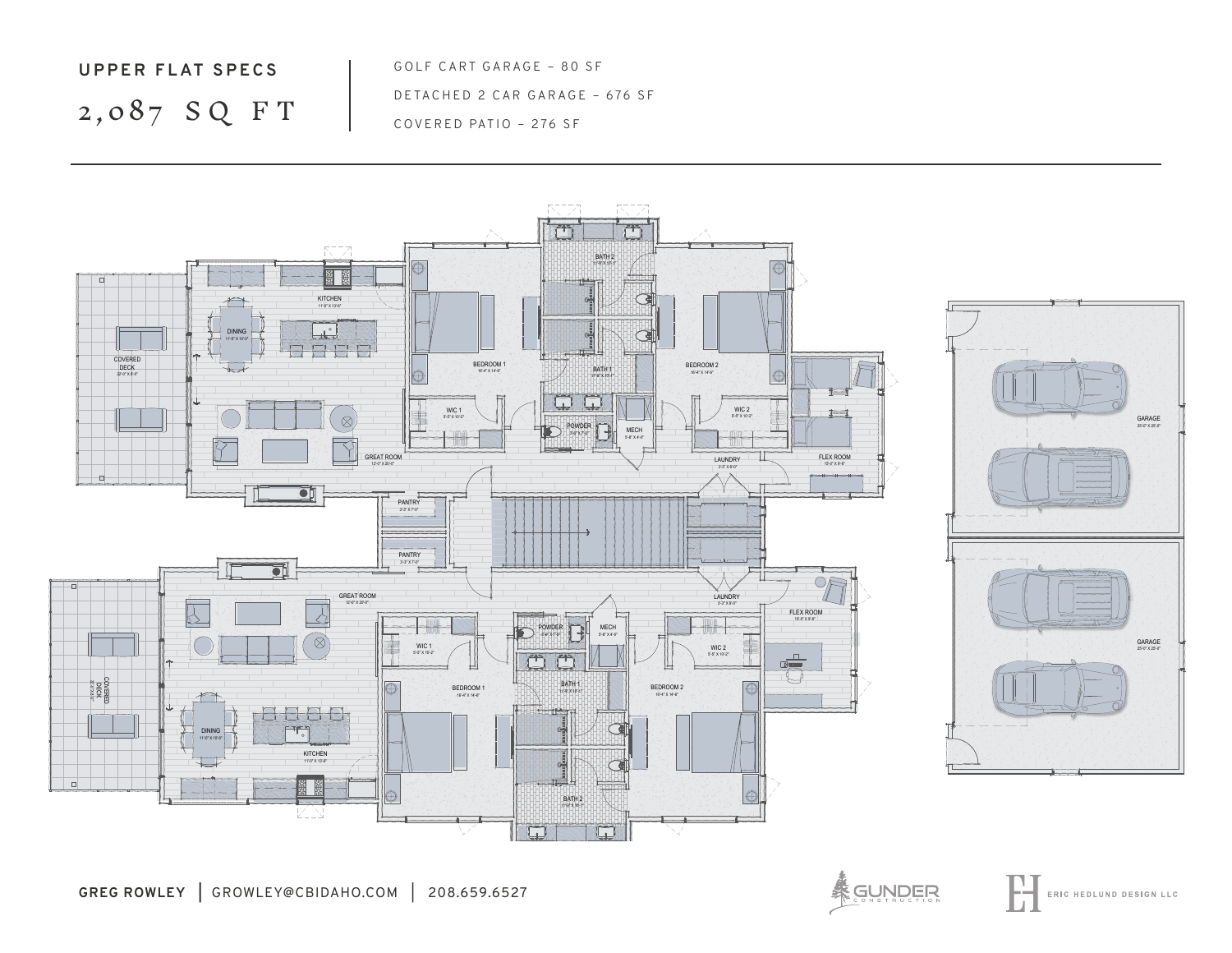**UPPER FLAT SPECS**

# 2,087 SQ FT

GOLF CART GARAGE – 80 SF

DETACHED 2 CAR GARAGE – 676 SF

COVERED PATIO – 276 SF

KITCHEN

DINING

COVERED DECK

GREAT ROOM

BEDROOM 1

WIC 1

BATH 2

BATH 1

POWDER

MECH

BEDROOM 2

WIC 2

LAUNDRY

FLEX ROOM

PANTRY

PANTRY

GREAT ROOM

LAUNDRY

FLEX ROOM

WIC 1

POWDER

MECH

WIC 2

BEDROOM 1

BATH 1

BEDROOM 2

COVERED DECK

DINING

KITCHEN

BATH 2

GARAGE

GARAGE

**GREG ROWLEY** | GROWLEY@CBIDAHO.COM | 208.659.6527

GUNDER CONSTRUCTION

ERIC HEDLUND DESIGN LLC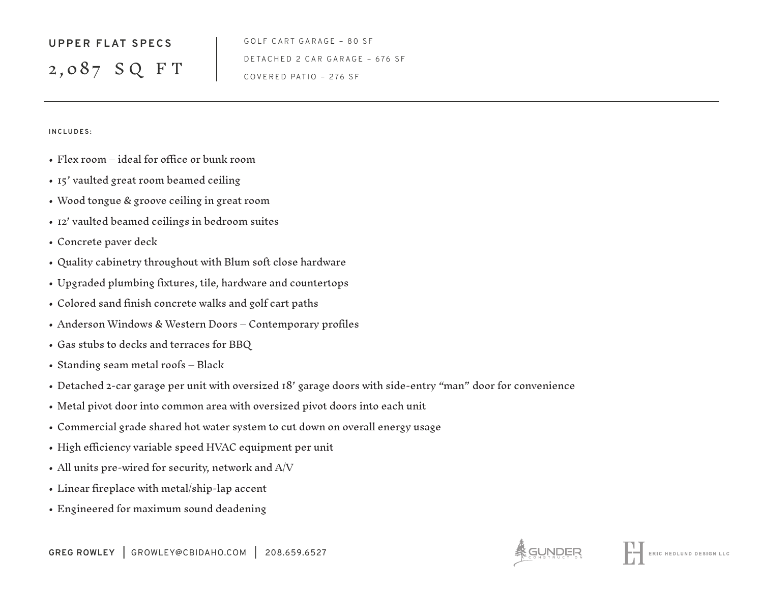## UPPER FLAT SPECS

# 2,087 SQ FT

GOLF CART GARAGE – 80 SF

DETACHED 2 CAR GARAGE – 676 SF

COVERED PATIO – 276 SF

---

INCLUDES:

- Flex room – ideal for office or bunk room
- 15' vaulted great room beamed ceiling
- Wood tongue & groove ceiling in great room
- 12' vaulted beamed ceilings in bedroom suites
- Concrete paver deck
- Quality cabinetry throughout with Blum soft close hardware
- Upgraded plumbing fixtures, tile, hardware and countertops
- Colored sand finish concrete walks and golf cart paths
- Anderson Windows & Western Doors – Contemporary profiles
- Gas stubs to decks and terraces for BBQ
- Standing seam metal roofs – Black
- Detached 2-car garage per unit with oversized 18' garage doors with side-entry "man" door for convenience
- Metal pivot door into common area with oversized pivot doors into each unit
- Commercial grade shared hot water system to cut down on overall energy usage
- High efficiency variable speed HVAC equipment per unit
- All units pre-wired for security, network and A/V
- Linear fireplace with metal/ship-lap accent
- Engineered for maximum sound deadening

**GREG ROWLEY** | GROWLEY@CBIDAHO.COM | 208.659.6527

GUNDER CONSTRUCTION

ERIC HEDLUND DESIGN LLC